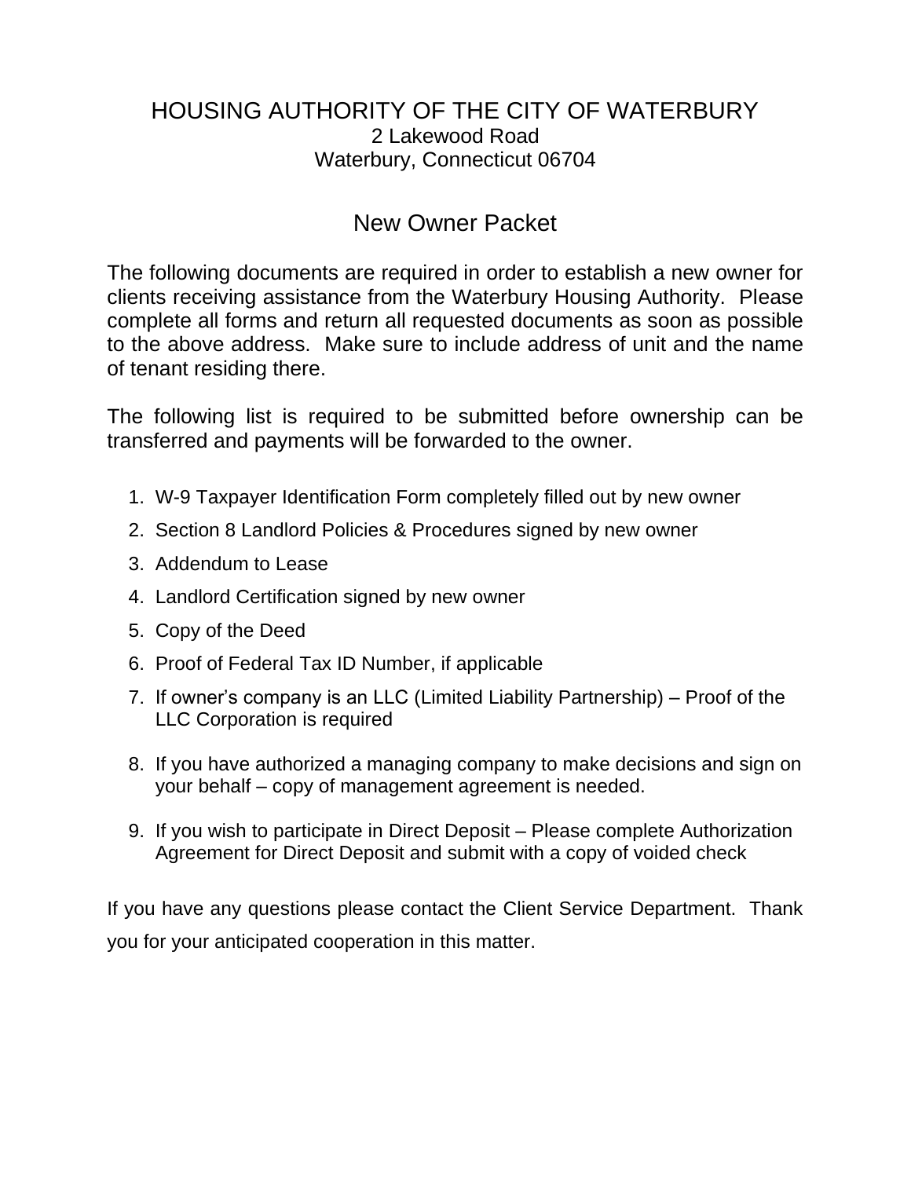# HOUSING AUTHORITY OF THE CITY OF WATERBURY

2 Lakewood Road
Waterbury, Connecticut 06704

## New Owner Packet

The following documents are required in order to establish a new owner for clients receiving assistance from the Waterbury Housing Authority. Please complete all forms and return all requested documents as soon as possible to the above address. Make sure to include address of unit and the name of tenant residing there.

The following list is required to be submitted before ownership can be transferred and payments will be forwarded to the owner.

1. W-9 Taxpayer Identification Form completely filled out by new owner
2. Section 8 Landlord Policies & Procedures signed by new owner
3. Addendum to Lease
4. Landlord Certification signed by new owner
5. Copy of the Deed
6. Proof of Federal Tax ID Number, if applicable
7. If owner's company is an LLC (Limited Liability Partnership) – Proof of the LLC Corporation is required
8. If you have authorized a managing company to make decisions and sign on your behalf – copy of management agreement is needed.
9. If you wish to participate in Direct Deposit – Please complete Authorization Agreement for Direct Deposit and submit with a copy of voided check

If you have any questions please contact the Client Service Department. Thank you for your anticipated cooperation in this matter.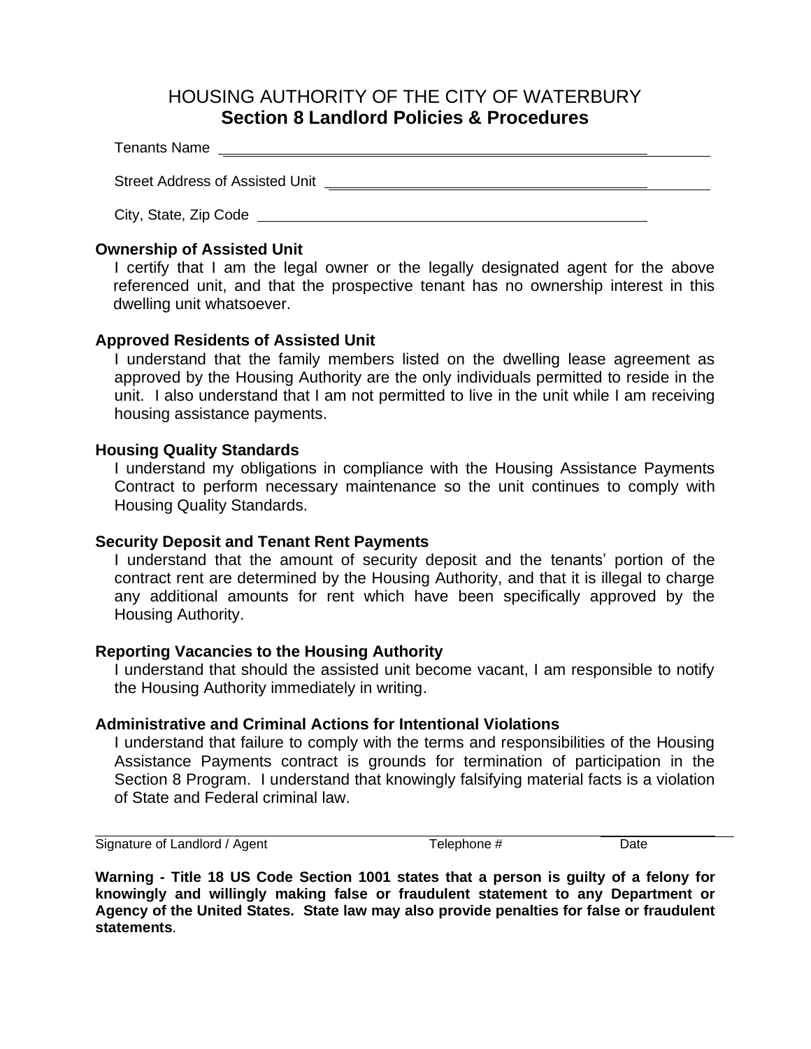# HOUSING AUTHORITY OF THE CITY OF WATERBURY
## Section 8 Landlord Policies & Procedures

Tenants Name ______________________________________________

Street Address of Assisted Unit ______________________________________

City, State, Zip Code ______________________________________________

### Ownership of Assisted Unit

I certify that I am the legal owner or the legally designated agent for the above referenced unit, and that the prospective tenant has no ownership interest in this dwelling unit whatsoever.

### Approved Residents of Assisted Unit

I understand that the family members listed on the dwelling lease agreement as approved by the Housing Authority are the only individuals permitted to reside in the unit. I also understand that I am not permitted to live in the unit while I am receiving housing assistance payments.

### Housing Quality Standards

I understand my obligations in compliance with the Housing Assistance Payments Contract to perform necessary maintenance so the unit continues to comply with Housing Quality Standards.

### Security Deposit and Tenant Rent Payments

I understand that the amount of security deposit and the tenants' portion of the contract rent are determined by the Housing Authority, and that it is illegal to charge any additional amounts for rent which have been specifically approved by the Housing Authority.

### Reporting Vacancies to the Housing Authority

I understand that should the assisted unit become vacant, I am responsible to notify the Housing Authority immediately in writing.

### Administrative and Criminal Actions for Intentional Violations

I understand that failure to comply with the terms and responsibilities of the Housing Assistance Payments contract is grounds for termination of participation in the Section 8 Program. I understand that knowingly falsifying material facts is a violation of State and Federal criminal law.

______________________________________________________________________

Signature of Landlord / Agent Telephone # Date

**Warning - Title 18 US Code Section 1001 states that a person is guilty of a felony for knowingly and willingly making false or fraudulent statement to any Department or Agency of the United States. State law may also provide penalties for false or fraudulent statements**.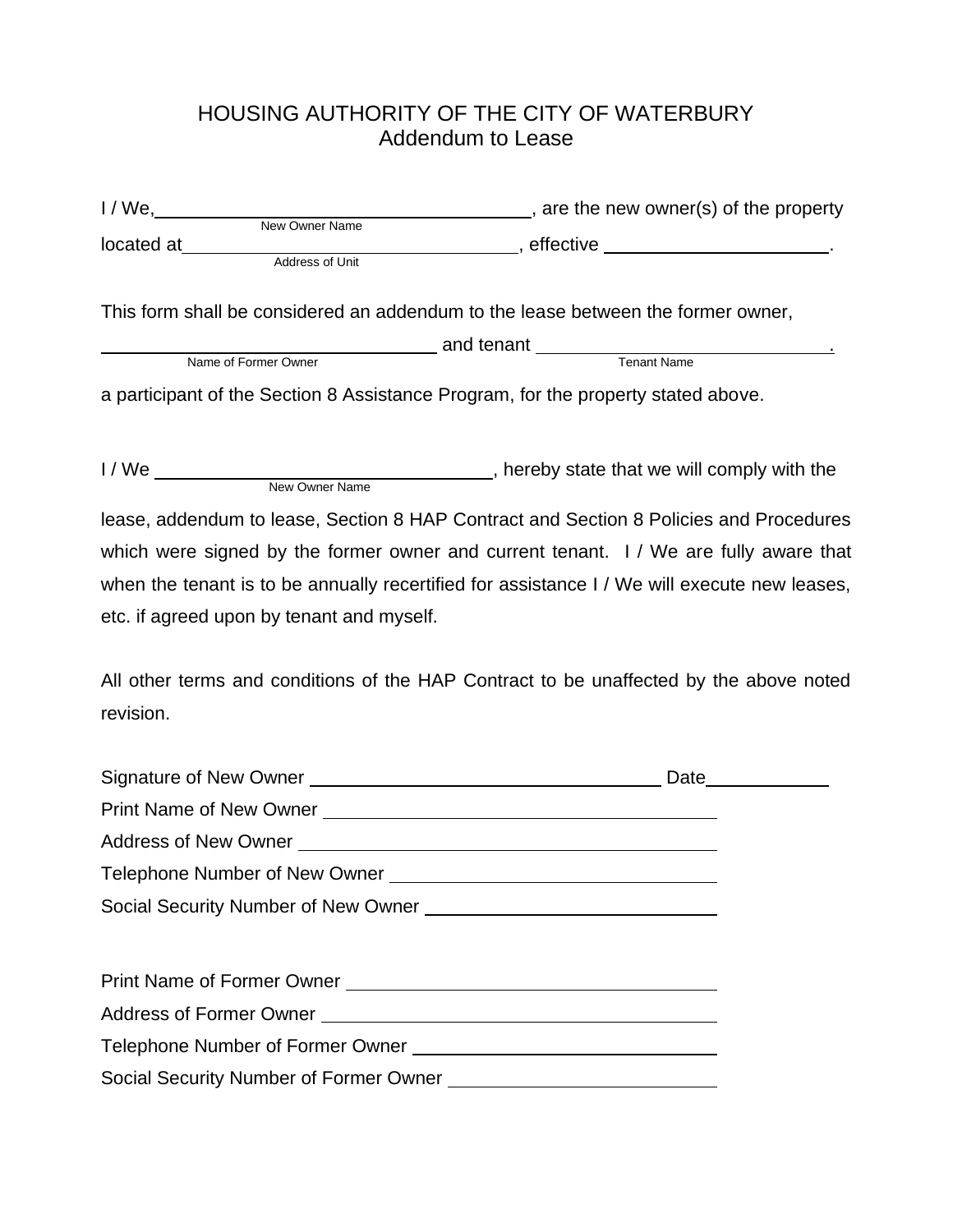# HOUSING AUTHORITY OF THE CITY OF WATERBURY
## Addendum to Lease

I / We, ______________________________, are the new owner(s) of the property
New Owner Name

located at ______________________________, effective ____________________.
Address of Unit

This form shall be considered an addendum to the lease between the former owner,

______________________________ and tenant ______________________________.
Name of Former Owner Tenant Name

a participant of the Section 8 Assistance Program, for the property stated above.

I / We ______________________________, hereby state that we will comply with the
New Owner Name

lease, addendum to lease, Section 8 HAP Contract and Section 8 Policies and Procedures which were signed by the former owner and current tenant. I / We are fully aware that when the tenant is to be annually recertified for assistance I / We will execute new leases, etc. if agreed upon by tenant and myself.

All other terms and conditions of the HAP Contract to be unaffected by the above noted revision.

Signature of New Owner ______________________________ Date __________

Print Name of New Owner ______________________________

Address of New Owner ______________________________

Telephone Number of New Owner ______________________________

Social Security Number of New Owner ______________________________

Print Name of Former Owner ______________________________

Address of Former Owner ______________________________

Telephone Number of Former Owner ______________________________

Social Security Number of Former Owner ______________________________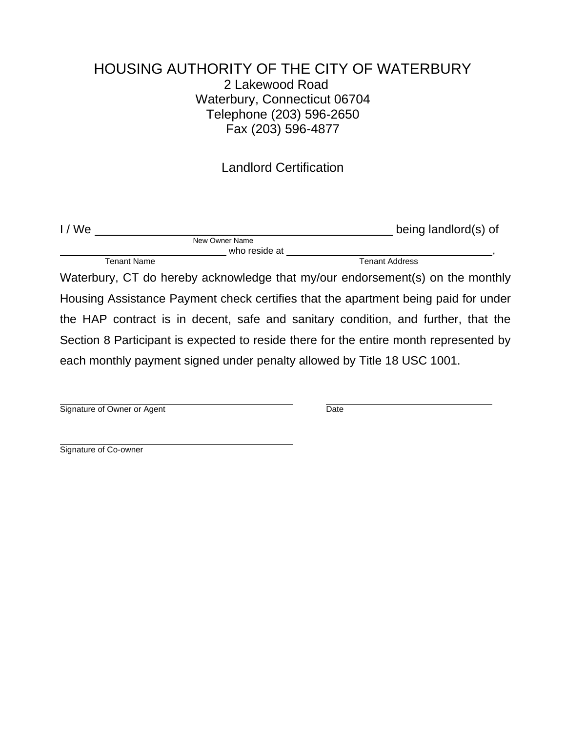# HOUSING AUTHORITY OF THE CITY OF WATERBURY

2 Lakewood Road
Waterbury, Connecticut 06704
Telephone (203) 596-2650
Fax (203) 596-4877

## Landlord Certification

I / We ______________________________________________ being landlord(s) of
New Owner Name

__________________________ who reside at ________________________________,
Tenant Name                                                                                    Tenant Address

Waterbury, CT do hereby acknowledge that my/our endorsement(s) on the monthly Housing Assistance Payment check certifies that the apartment being paid for under the HAP contract is in decent, safe and sanitary condition, and further, that the Section 8 Participant is expected to reside there for the entire month represented by each monthly payment signed under penalty allowed by Title 18 USC 1001.

______________________________________          ____________________________
Signature of Owner or Agent                                          Date

______________________________________
Signature of Co-owner